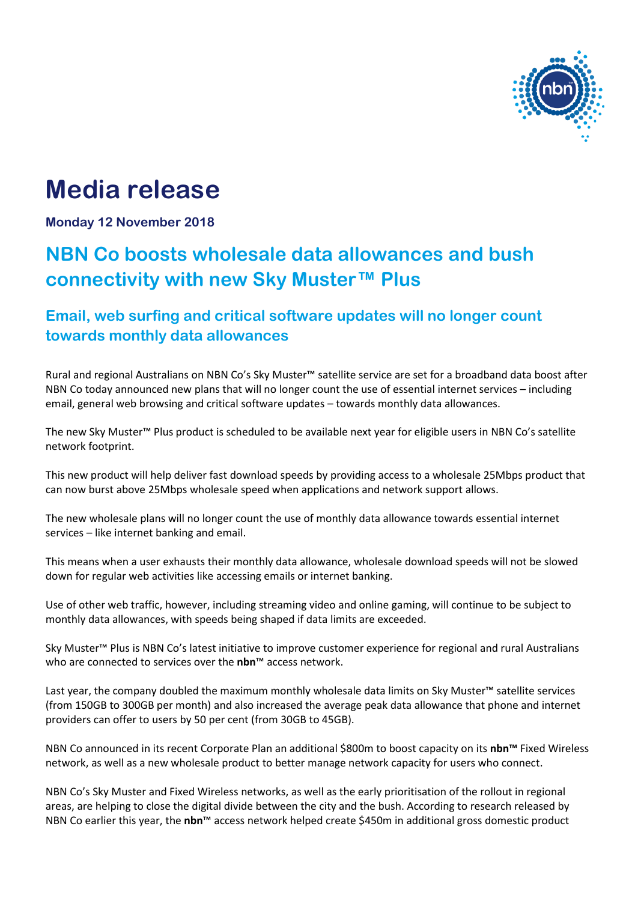# Media release

**Monday 12 November 2018**

## NBN Co boosts wholesale data allowances and bush connectivity with new Sky Muster™ Plus

### Email, web surfing and critical software updates will no longer count towards monthly data allowances

Rural and regional Australians on NBN Co's Sky Muster™ satellite service are set for a broadband data boost after NBN Co today announced new plans that will no longer count the use of essential internet services – including email, general web browsing and critical software updates – towards monthly data allowances.

The new Sky Muster™ Plus product is scheduled to be available next year for eligible users in NBN Co's satellite network footprint.

This new product will help deliver fast download speeds by providing access to a wholesale 25Mbps product that can now burst above 25Mbps wholesale speed when applications and network support allows.

The new wholesale plans will no longer count the use of monthly data allowance towards essential internet services – like internet banking and email.

This means when a user exhausts their monthly data allowance, wholesale download speeds will not be slowed down for regular web activities like accessing emails or internet banking.

Use of other web traffic, however, including streaming video and online gaming, will continue to be subject to monthly data allowances, with speeds being shaped if data limits are exceeded.

Sky Muster™ Plus is NBN Co's latest initiative to improve customer experience for regional and rural Australians who are connected to services over the **nbn**™ access network.

Last year, the company doubled the maximum monthly wholesale data limits on Sky Muster™ satellite services (from 150GB to 300GB per month) and also increased the average peak data allowance that phone and internet providers can offer to users by 50 per cent (from 30GB to 45GB).

NBN Co announced in its recent Corporate Plan an additional $800m to boost capacity on its **nbn™** Fixed Wireless network, as well as a new wholesale product to better manage network capacity for users who connect.

NBN Co's Sky Muster and Fixed Wireless networks, as well as the early prioritisation of the rollout in regional areas, are helping to close the digital divide between the city and the bush. According to research released by NBN Co earlier this year, the **nbn**™ access network helped create $450m in additional gross domestic product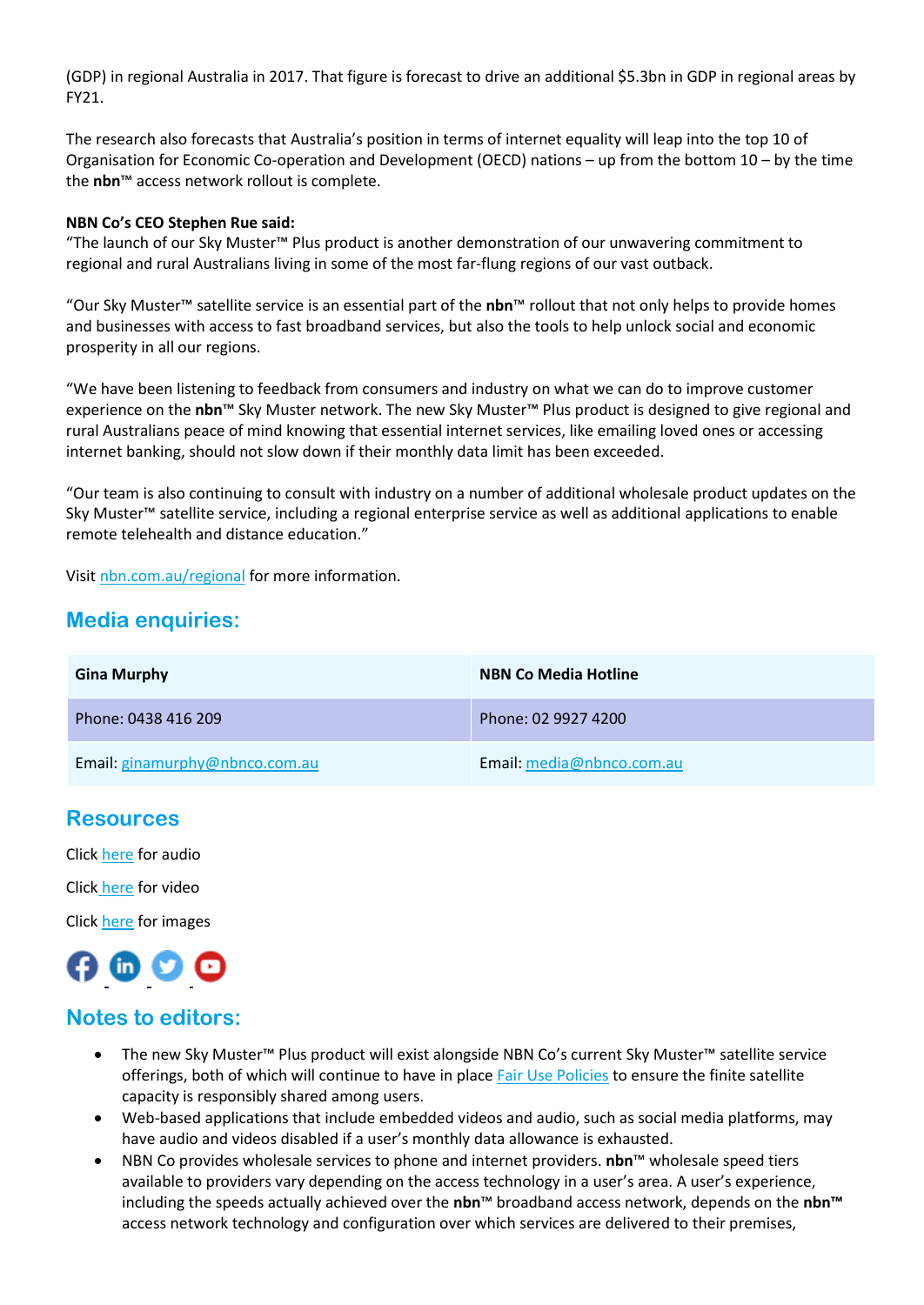(GDP) in regional Australia in 2017. That figure is forecast to drive an additional $5.3bn in GDP in regional areas by FY21.

The research also forecasts that Australia's position in terms of internet equality will leap into the top 10 of Organisation for Economic Co-operation and Development (OECD) nations – up from the bottom 10 – by the time the **nbn**™ access network rollout is complete.

**NBN Co's CEO Stephen Rue said:**
"The launch of our Sky Muster™ Plus product is another demonstration of our unwavering commitment to regional and rural Australians living in some of the most far-flung regions of our vast outback.

"Our Sky Muster™ satellite service is an essential part of the **nbn**™ rollout that not only helps to provide homes and businesses with access to fast broadband services, but also the tools to help unlock social and economic prosperity in all our regions.

"We have been listening to feedback from consumers and industry on what we can do to improve customer experience on the **nbn**™ Sky Muster network. The new Sky Muster™ Plus product is designed to give regional and rural Australians peace of mind knowing that essential internet services, like emailing loved ones or accessing internet banking, should not slow down if their monthly data limit has been exceeded.

"Our team is also continuing to consult with industry on a number of additional wholesale product updates on the Sky Muster™ satellite service, including a regional enterprise service as well as additional applications to enable remote telehealth and distance education."

Visit nbn.com.au/regional for more information.

## Media enquiries:

| Gina Murphy | NBN Co Media Hotline |
|---|---|
| Phone: 0438 416 209 | Phone: 02 9927 4200 |
| Email: ginamurphy@nbnco.com.au | Email: media@nbnco.com.au |

## Resources

Click here for audio

Click here for video

Click here for images

## Notes to editors:

- The new Sky Muster™ Plus product will exist alongside NBN Co's current Sky Muster™ satellite service offerings, both of which will continue to have in place Fair Use Policies to ensure the finite satellite capacity is responsibly shared among users.
- Web-based applications that include embedded videos and audio, such as social media platforms, may have audio and videos disabled if a user's monthly data allowance is exhausted.
- NBN Co provides wholesale services to phone and internet providers. **nbn**™ wholesale speed tiers available to providers vary depending on the access technology in a user's area. A user's experience, including the speeds actually achieved over the **nbn**™ broadband access network, depends on the **nbn™** access network technology and configuration over which services are delivered to their premises,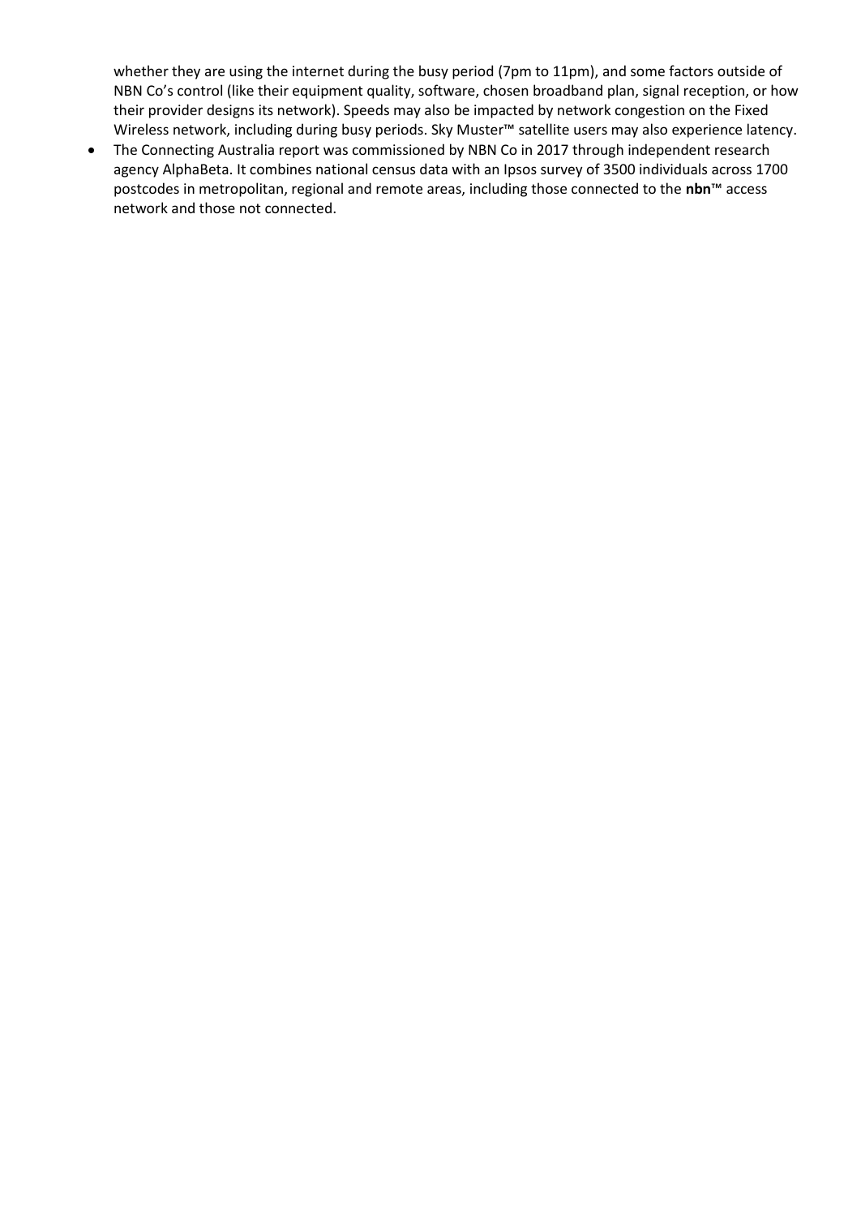whether they are using the internet during the busy period (7pm to 11pm), and some factors outside of NBN Co's control (like their equipment quality, software, chosen broadband plan, signal reception, or how their provider designs its network). Speeds may also be impacted by network congestion on the Fixed Wireless network, including during busy periods. Sky Muster™ satellite users may also experience latency.

- The Connecting Australia report was commissioned by NBN Co in 2017 through independent research agency AlphaBeta. It combines national census data with an Ipsos survey of 3500 individuals across 1700 postcodes in metropolitan, regional and remote areas, including those connected to the **nbn**™ access network and those not connected.